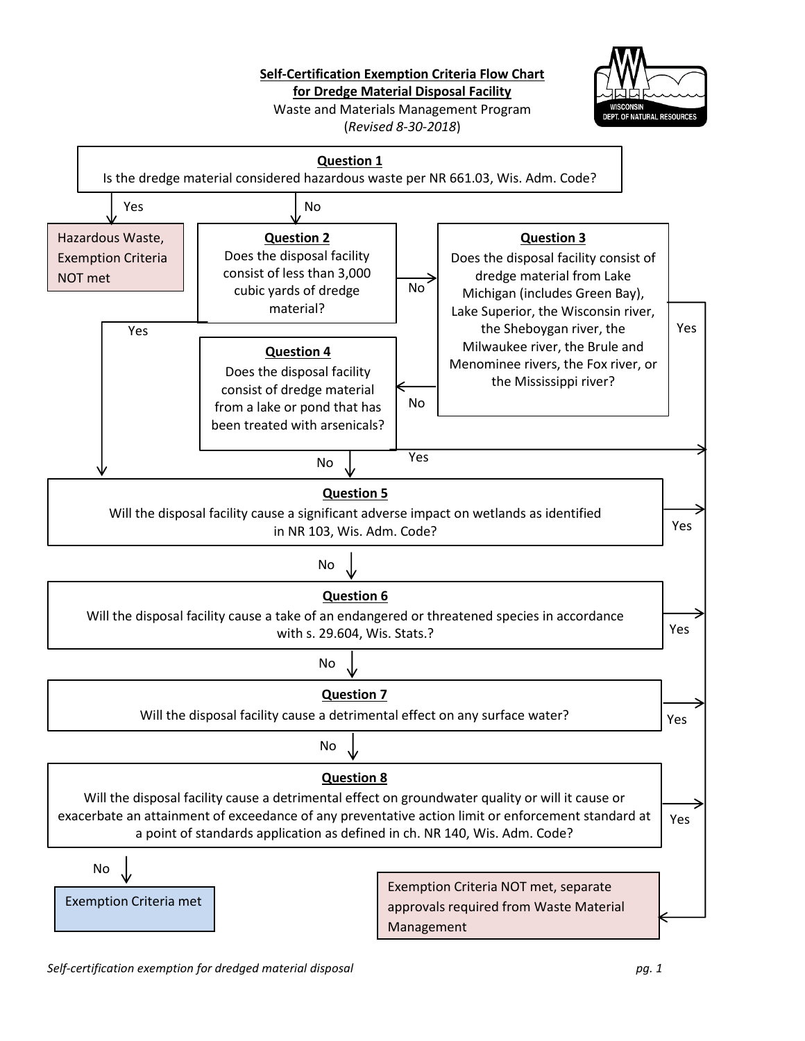**Self-Certification Exemption Criteria Flow Chart**
**for Dredge Material Disposal Facility**

Waste and Materials Management Program
(*Revised 8-30-2018*)

**Question 1**
Is the dredge material considered hazardous waste per NR 661.03, Wis. Adm. Code?

- Yes → Hazardous Waste, Exemption Criteria NOT met
- No → Question 2

**Question 2**
Does the disposal facility consist of less than 3,000 cubic yards of dredge material?

- Yes → Question 5
- No → Question 3

**Question 3**
Does the disposal facility consist of dredge material from Lake Michigan (includes Green Bay), Lake Superior, the Wisconsin river, the Sheboygan river, the Milwaukee river, the Brule and Menominee rivers, the Fox river, or the Mississippi river?

- Yes → Exemption Criteria NOT met, separate approvals required from Waste Material Management
- No → Question 4

**Question 4**
Does the disposal facility consist of dredge material from a lake or pond that has been treated with arsenicals?

- Yes → Exemption Criteria NOT met, separate approvals required from Waste Material Management
- No → Question 5

**Question 5**
Will the disposal facility cause a significant adverse impact on wetlands as identified in NR 103, Wis. Adm. Code?

- Yes → Exemption Criteria NOT met, separate approvals required from Waste Material Management
- No → Question 6

**Question 6**
Will the disposal facility cause a take of an endangered or threatened species in accordance with s. 29.604, Wis. Stats.?

- Yes → Exemption Criteria NOT met, separate approvals required from Waste Material Management
- No → Question 7

**Question 7**
Will the disposal facility cause a detrimental effect on any surface water?

- Yes → Exemption Criteria NOT met, separate approvals required from Waste Material Management
- No → Question 8

**Question 8**
Will the disposal facility cause a detrimental effect on groundwater quality or will it cause or exacerbate an attainment of exceedance of any preventative action limit or enforcement standard at a point of standards application as defined in ch. NR 140, Wis. Adm. Code?

- Yes → Exemption Criteria NOT met, separate approvals required from Waste Material Management
- No → Exemption Criteria met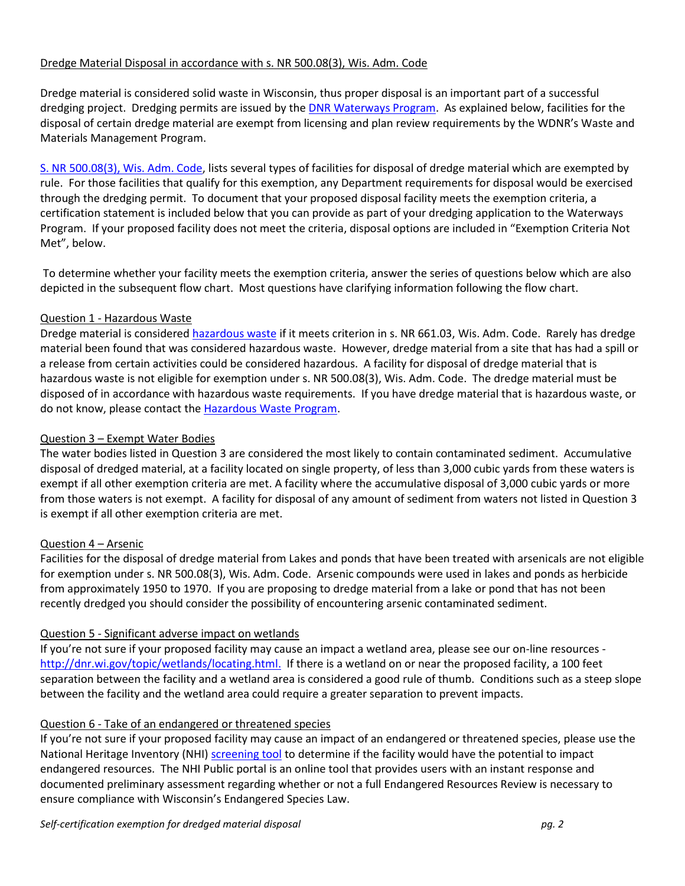Dredge Material Disposal in accordance with s. NR 500.08(3), Wis. Adm. Code

Dredge material is considered solid waste in Wisconsin, thus proper disposal is an important part of a successful dredging project. Dredging permits are issued by the DNR Waterways Program. As explained below, facilities for the disposal of certain dredge material are exempt from licensing and plan review requirements by the WDNR's Waste and Materials Management Program.

S. NR 500.08(3), Wis. Adm. Code, lists several types of facilities for disposal of dredge material which are exempted by rule. For those facilities that qualify for this exemption, any Department requirements for disposal would be exercised through the dredging permit. To document that your proposed disposal facility meets the exemption criteria, a certification statement is included below that you can provide as part of your dredging application to the Waterways Program. If your proposed facility does not meet the criteria, disposal options are included in "Exemption Criteria Not Met", below.

To determine whether your facility meets the exemption criteria, answer the series of questions below which are also depicted in the subsequent flow chart. Most questions have clarifying information following the flow chart.

Question 1 - Hazardous Waste

Dredge material is considered hazardous waste if it meets criterion in s. NR 661.03, Wis. Adm. Code. Rarely has dredge material been found that was considered hazardous waste. However, dredge material from a site that has had a spill or a release from certain activities could be considered hazardous. A facility for disposal of dredge material that is hazardous waste is not eligible for exemption under s. NR 500.08(3), Wis. Adm. Code. The dredge material must be disposed of in accordance with hazardous waste requirements. If you have dredge material that is hazardous waste, or do not know, please contact the Hazardous Waste Program.

Question 3 – Exempt Water Bodies

The water bodies listed in Question 3 are considered the most likely to contain contaminated sediment. Accumulative disposal of dredged material, at a facility located on single property, of less than 3,000 cubic yards from these waters is exempt if all other exemption criteria are met. A facility where the accumulative disposal of 3,000 cubic yards or more from those waters is not exempt. A facility for disposal of any amount of sediment from waters not listed in Question 3 is exempt if all other exemption criteria are met.

Question 4 – Arsenic

Facilities for the disposal of dredge material from Lakes and ponds that have been treated with arsenicals are not eligible for exemption under s. NR 500.08(3), Wis. Adm. Code. Arsenic compounds were used in lakes and ponds as herbicide from approximately 1950 to 1970. If you are proposing to dredge material from a lake or pond that has not been recently dredged you should consider the possibility of encountering arsenic contaminated sediment.

Question 5 - Significant adverse impact on wetlands

If you're not sure if your proposed facility may cause an impact a wetland area, please see our on-line resources - http://dnr.wi.gov/topic/wetlands/locating.html. If there is a wetland on or near the proposed facility, a 100 feet separation between the facility and a wetland area is considered a good rule of thumb. Conditions such as a steep slope between the facility and the wetland area could require a greater separation to prevent impacts.

Question 6 - Take of an endangered or threatened species

If you're not sure if your proposed facility may cause an impact of an endangered or threatened species, please use the National Heritage Inventory (NHI) screening tool to determine if the facility would have the potential to impact endangered resources. The NHI Public portal is an online tool that provides users with an instant response and documented preliminary assessment regarding whether or not a full Endangered Resources Review is necessary to ensure compliance with Wisconsin's Endangered Species Law.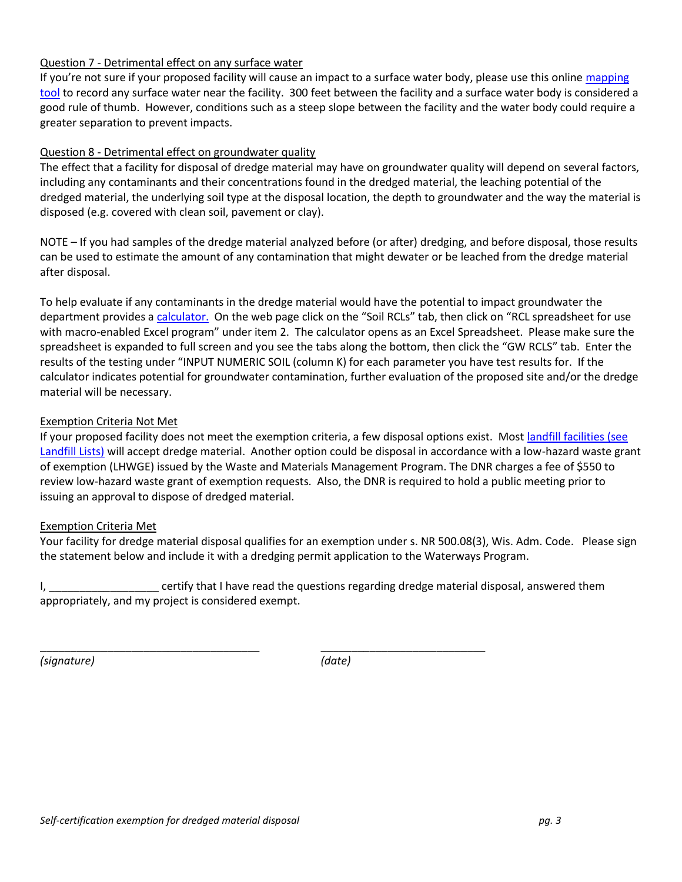Question 7 - Detrimental effect on any surface water

If you're not sure if your proposed facility will cause an impact to a surface water body, please use this online mapping tool to record any surface water near the facility. 300 feet between the facility and a surface water body is considered a good rule of thumb. However, conditions such as a steep slope between the facility and the water body could require a greater separation to prevent impacts.

Question 8 - Detrimental effect on groundwater quality

The effect that a facility for disposal of dredge material may have on groundwater quality will depend on several factors, including any contaminants and their concentrations found in the dredged material, the leaching potential of the dredged material, the underlying soil type at the disposal location, the depth to groundwater and the way the material is disposed (e.g. covered with clean soil, pavement or clay).

NOTE – If you had samples of the dredge material analyzed before (or after) dredging, and before disposal, those results can be used to estimate the amount of any contamination that might dewater or be leached from the dredge material after disposal.

To help evaluate if any contaminants in the dredge material would have the potential to impact groundwater the department provides a calculator. On the web page click on the "Soil RCLs" tab, then click on "RCL spreadsheet for use with macro-enabled Excel program" under item 2. The calculator opens as an Excel Spreadsheet. Please make sure the spreadsheet is expanded to full screen and you see the tabs along the bottom, then click the "GW RCLS" tab. Enter the results of the testing under "INPUT NUMERIC SOIL (column K) for each parameter you have test results for. If the calculator indicates potential for groundwater contamination, further evaluation of the proposed site and/or the dredge material will be necessary.

Exemption Criteria Not Met

If your proposed facility does not meet the exemption criteria, a few disposal options exist. Most landfill facilities (see Landfill Lists) will accept dredge material. Another option could be disposal in accordance with a low-hazard waste grant of exemption (LHWGE) issued by the Waste and Materials Management Program. The DNR charges a fee of $550 to review low-hazard waste grant of exemption requests. Also, the DNR is required to hold a public meeting prior to issuing an approval to dispose of dredged material.

Exemption Criteria Met

Your facility for dredge material disposal qualifies for an exemption under s. NR 500.08(3), Wis. Adm. Code. Please sign the statement below and include it with a dredging permit application to the Waterways Program.

I, __________________ certify that I have read the questions regarding dredge material disposal, answered them appropriately, and my project is considered exempt.

_____________________________________ ____________________________

*(signature)* *(date)*